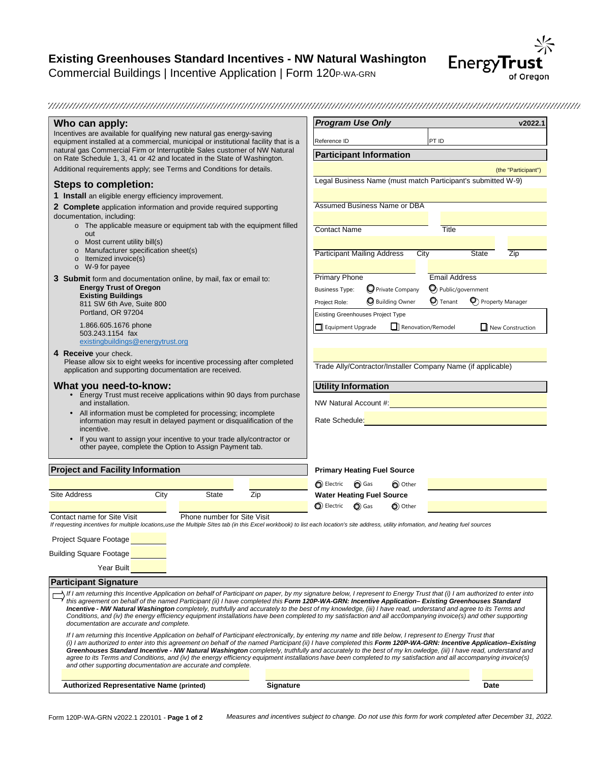# Existing Greenhouses Standard Incentives - NW Natural Washington

Commercial Buildings | Incentive Application | Form 120P-WA-GRN

EnergyTrust of Oregon

## Who can apply:

Incentives are available for qualifying new natural gas energy-saving equipment installed at a commercial, municipal or institutional facility that is a natural gas Commercial Firm or Interruptible Sales customer of NW Natural on Rate Schedule 1, 3, 41 or 42 and located in the State of Washington.

Additional requirements apply; see Terms and Conditions for details.

## Steps to completion:

**1 Install** an eligible energy efficiency improvement.

**2 Complete** application information and provide required supporting documentation, including:

- The applicable measure or equipment tab with the equipment filled out
- Most current utility bill(s)
- Manufacturer specification sheet(s)
- Itemized invoice(s)
- W-9 for payee

**3 Submit** form and documentation online, by mail, fax or email to:

**Energy Trust of Oregon**
**Existing Buildings**
811 SW 6th Ave, Suite 800
Portland, OR 97204

1.866.605.1676 phone
503.243.1154 fax
existingbuildings@energytrust.org

**4 Receive** your check.
Please allow six to eight weeks for incentive processing after completed application and supporting documentation are received.

## What you need-to-know:

- Energy Trust must receive applications within 90 days from purchase and installation.
- All information must be completed for processing; incomplete information may result in delayed payment or disqualification of the incentive.
- If you want to assign your incentive to your trade ally/contractor or other payee, complete the Option to Assign Payment tab.

## *Program Use Only* v2022.1

Reference ID | PT ID

## Participant Information

(the "Participant")

Legal Business Name (must match Participant's submitted W-9)

Assumed Business Name or DBA

Contact Name | Title

Participant Mailing Address | City | State | Zip

Primary Phone | Email Address

Business Type: ○ Private Company ○ Public/government

Project Role: ○ Building Owner ○ Tenant ○ Property Manager

Existing Greenhouses Project Type

☐ Equipment Upgrade ☐ Renovation/Remodel ☐ New Construction

Trade Ally/Contractor/Installer Company Name (if applicable)

## Utility Information

NW Natural Account #:

Rate Schedule:

## Project and Facility Information

Site Address | City | State | Zip

Contact name for Site Visit | Phone number for Site Visit

**Primary Heating Fuel Source**

○ Electric ○ Gas ○ Other

**Water Heating Fuel Source**

○ Electric ○ Gas ○ Other

*If requesting incentives for multiple locations,use the Multiple SItes tab (in this Excel workbook) to list each location's site address, utility infomation, and heating fuel sources*

Project Square Footage

Building Square Footage

Year Built

## Participant Signature

*If I am returning this Incentive Application on behalf of Participant on paper, by my signature below, I represent to Energy Trust that (i) I am authorized to enter into this agreement on behalf of the named Participant (ii) I have completed this* ***Form 120P-WA-GRN: Incentive Application– Existing Greenhouses Standard Incentive - NW Natural Washington*** *completely, truthfully and accurately to the best of my knowledge, (iii) I have read, understand and agree to its Terms and Conditions, and (iv) the energy efficiency equipment installations have been completed to my satisfaction and all acc0ompanying invoice(s) and other supporting documentation are accurate and complete.*

*If I am returning this Incentive Application on behalf of Participant electronically, by entering my name and title below, I represent to Energy Trust that (i) I am authorized to enter into this agreement on behalf of the named Participant (ii) I have completed this* ***Form 120P-WA-GRN: Incentive Application–Existing Greenhouses Standard Incentive - NW Natural Washington*** *completely, truthfully and accurately to the best of my kn.owledge, (iii) I have read, understand and agree to its Terms and Conditions, and (iv) the energy efficiency equipment installations have been completed to my satisfaction and all accompanying invoice(s) and other supporting documentation are accurate and complete.*

**Authorized Representative Name (printed)** | **Signature** | **Date**

Form 120P-WA-GRN v2022.1 220101 - **Page 1 of 2**

*Measures and incentives subject to change. Do not use this form for work completed after December 31, 2022.*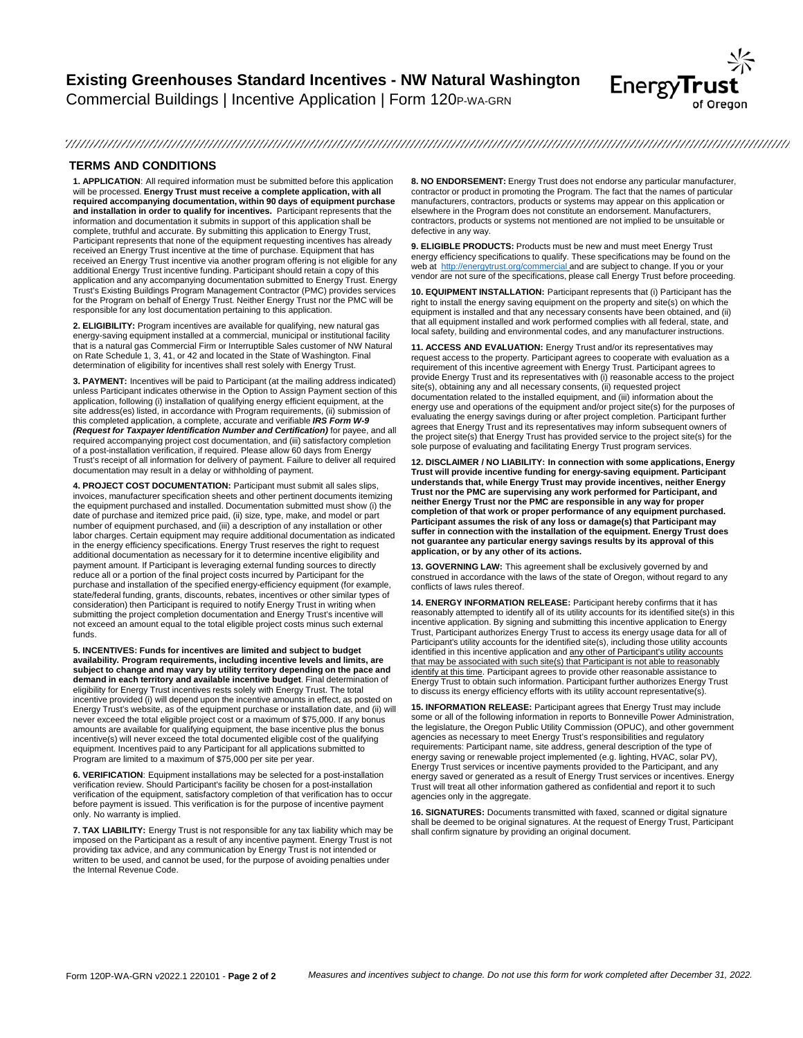# Existing Greenhouses Standard Incentives - NW Natural Washington

Commercial Buildings | Incentive Application | Form 120P-WA-GRN

## TERMS AND CONDITIONS

**1. APPLICATION**: All required information must be submitted before this application will be processed. **Energy Trust must receive a complete application, with all required accompanying documentation, within 90 days of equipment purchase and installation in order to qualify for incentives.** Participant represents that the information and documentation it submits in support of this application shall be complete, truthful and accurate. By submitting this application to Energy Trust, Participant represents that none of the equipment requesting incentives has already received an Energy Trust incentive at the time of purchase. Equipment that has received an Energy Trust incentive via another program offering is not eligible for any additional Energy Trust incentive funding. Participant should retain a copy of this application and any accompanying documentation submitted to Energy Trust. Energy Trust's Existing Buildings Program Management Contractor (PMC) provides services for the Program on behalf of Energy Trust. Neither Energy Trust nor the PMC will be responsible for any lost documentation pertaining to this application.

**2. ELIGIBILITY:** Program incentives are available for qualifying, new natural gas energy-saving equipment installed at a commercial, municipal or institutional facility that is a natural gas Commercial Firm or Interruptible Sales customer of NW Natural on Rate Schedule 1, 3, 41, or 42 and located in the State of Washington. Final determination of eligibility for incentives shall rest solely with Energy Trust.

**3. PAYMENT:** Incentives will be paid to Participant (at the mailing address indicated) unless Participant indicates otherwise in the Option to Assign Payment section of this application, following (i) installation of qualifying energy efficient equipment, at the site address(es) listed, in accordance with Program requirements, (ii) submission of this completed application, a complete, accurate and verifiable ***IRS Form W-9 (Request for Taxpayer Identification Number and Certification)*** for payee, and all required accompanying project cost documentation, and (iii) satisfactory completion of a post-installation verification, if required. Please allow 60 days from Energy Trust's receipt of all information for delivery of payment. Failure to deliver all required documentation may result in a delay or withholding of payment.

**4. PROJECT COST DOCUMENTATION:** Participant must submit all sales slips, invoices, manufacturer specification sheets and other pertinent documents itemizing the equipment purchased and installed. Documentation submitted must show (i) the date of purchase and itemized price paid, (ii) size, type, make, and model or part number of equipment purchased, and (iii) a description of any installation or other labor charges. Certain equipment may require additional documentation as indicated in the energy efficiency specifications. Energy Trust reserves the right to request additional documentation as necessary for it to determine incentive eligibility and payment amount. If Participant is leveraging external funding sources to directly reduce all or a portion of the final project costs incurred by Participant for the purchase and installation of the specified energy-efficiency equipment (for example, state/federal funding, grants, discounts, rebates, incentives or other similar types of consideration) then Participant is required to notify Energy Trust in writing when submitting the project completion documentation and Energy Trust's incentive will not exceed an amount equal to the total eligible project costs minus such external funds.

**5. INCENTIVES: Funds for incentives are limited and subject to budget availability. Program requirements, including incentive levels and limits, are subject to change and may vary by utility territory depending on the pace and demand in each territory and available incentive budget**. Final determination of eligibility for Energy Trust incentives rests solely with Energy Trust. The total incentive provided (i) will depend upon the incentive amounts in effect, as posted on Energy Trust's website, as of the equipment purchase or installation date, and (ii) will never exceed the total eligible project cost or a maximum of $75,000. If any bonus amounts are available for qualifying equipment, the base incentive plus the bonus incentive(s) will never exceed the total documented eligible cost of the qualifying equipment. Incentives paid to any Participant for all applications submitted to Program are limited to a maximum of $75,000 per site per year.

**6. VERIFICATION**: Equipment installations may be selected for a post-installation verification review. Should Participant's facility be chosen for a post-installation verification of the equipment, satisfactory completion of that verification has to occur before payment is issued. This verification is for the purpose of incentive payment only. No warranty is implied.

**7. TAX LIABILITY:** Energy Trust is not responsible for any tax liability which may be imposed on the Participant as a result of any incentive payment. Energy Trust is not providing tax advice, and any communication by Energy Trust is not intended or written to be used, and cannot be used, for the purpose of avoiding penalties under the Internal Revenue Code.

**8. NO ENDORSEMENT:** Energy Trust does not endorse any particular manufacturer, contractor or product in promoting the Program. The fact that the names of particular manufacturers, contractors, products or systems may appear on this application or elsewhere in the Program does not constitute an endorsement. Manufacturers, contractors, products or systems not mentioned are not implied to be unsuitable or defective in any way.

**9. ELIGIBLE PRODUCTS:** Products must be new and must meet Energy Trust energy efficiency specifications to qualify. These specifications may be found on the web at http://energytrust.org/commercial and are subject to change. If you or your vendor are not sure of the specifications, please call Energy Trust before proceeding.

**10. EQUIPMENT INSTALLATION:** Participant represents that (i) Participant has the right to install the energy saving equipment on the property and site(s) on which the equipment is installed and that any necessary consents have been obtained, and (ii) that all equipment installed and work performed complies with all federal, state, and local safety, building and environmental codes, and any manufacturer instructions.

**11. ACCESS AND EVALUATION:** Energy Trust and/or its representatives may request access to the property. Participant agrees to cooperate with evaluation as a requirement of this incentive agreement with Energy Trust. Participant agrees to provide Energy Trust and its representatives with (i) reasonable access to the project site(s), obtaining any and all necessary consents, (ii) requested project documentation related to the installed equipment, and (iii) information about the energy use and operations of the equipment and/or project site(s) for the purposes of evaluating the energy savings during or after project completion. Participant further agrees that Energy Trust and its representatives may inform subsequent owners of the project site(s) that Energy Trust has provided service to the project site(s) for the sole purpose of evaluating and facilitating Energy Trust program services.

**12. DISCLAIMER / NO LIABILITY: In connection with some applications, Energy Trust will provide incentive funding for energy-saving equipment. Participant understands that, while Energy Trust may provide incentives, neither Energy Trust nor the PMC are supervising any work performed for Participant, and neither Energy Trust nor the PMC are responsible in any way for proper completion of that work or proper performance of any equipment purchased. Participant assumes the risk of any loss or damage(s) that Participant may suffer in connection with the installation of the equipment. Energy Trust does not guarantee any particular energy savings results by its approval of this application, or by any other of its actions.**

**13. GOVERNING LAW:** This agreement shall be exclusively governed by and construed in accordance with the laws of the state of Oregon, without regard to any conflicts of laws rules thereof.

**14. ENERGY INFORMATION RELEASE:** Participant hereby confirms that it has reasonably attempted to identify all of its utility accounts for its identified site(s) in this incentive application. By signing and submitting this incentive application to Energy Trust, Participant authorizes Energy Trust to access its energy usage data for all of Participant's utility accounts for the identified site(s), including those utility accounts identified in this incentive application and any other of Participant's utility accounts that may be associated with such site(s) that Participant is not able to reasonably identify at this time. Participant agrees to provide other reasonable assistance to Energy Trust to obtain such information. Participant further authorizes Energy Trust to discuss its energy efficiency efforts with its utility account representative(s).

**15. INFORMATION RELEASE:** Participant agrees that Energy Trust may include some or all of the following information in reports to Bonneville Power Administration, the legislature, the Oregon Public Utility Commission (OPUC), and other government agencies as necessary to meet Energy Trust's responsibilities and regulatory requirements: Participant name, site address, general description of the type of energy saving or renewable project implemented (e.g. lighting, HVAC, solar PV), Energy Trust services or incentive payments provided to the Participant, and any energy saved or generated as a result of Energy Trust services or incentives. Energy Trust will treat all other information gathered as confidential and report it to such agencies only in the aggregate.

**16. SIGNATURES:** Documents transmitted with faxed, scanned or digital signature shall be deemed to be original signatures. At the request of Energy Trust, Participant shall confirm signature by providing an original document.

Form 120P-WA-GRN v2022.1 220101 - **Page 2 of 2** *Measures and incentives subject to change. Do not use this form for work completed after December 31, 2022.*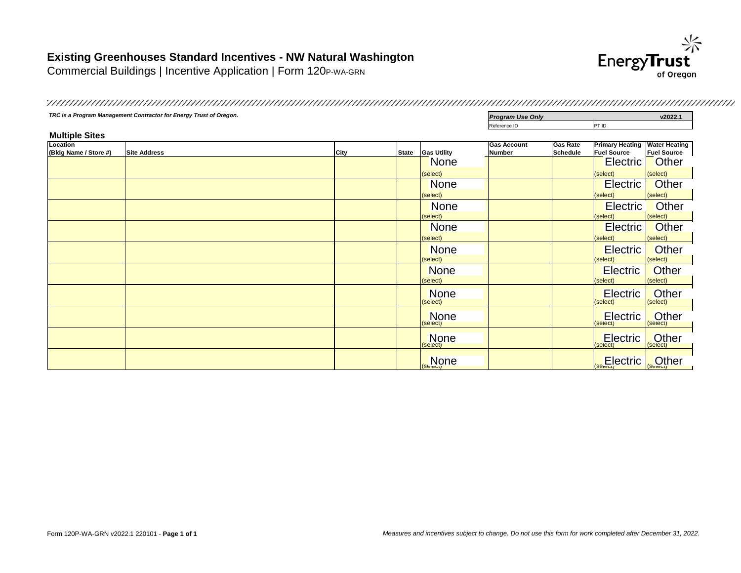# Existing Greenhouses Standard Incentives - NW Natural Washington

Commercial Buildings | Incentive Application | Form 120P-WA-GRN

*TRC is a Program Management Contractor for Energy Trust of Oregon.*

| ***Program Use Only*** | **v2022.1** |
|---|---|
| Reference ID | PT ID |

## Multiple Sites

| Location (Bldg Name / Store #) | Site Address | City | State | Gas Utility | Gas Account Number | Gas Rate Schedule | Primary Heating Fuel Source | Water Heating Fuel Source |
|---|---|---|---|---|---|---|---|---|
| | | | | None (select) | | | Electric (select) | Other (select) |
| | | | | None (select) | | | Electric (select) | Other (select) |
| | | | | None (select) | | | Electric (select) | Other (select) |
| | | | | None (select) | | | Electric (select) | Other (select) |
| | | | | None (select) | | | Electric (select) | Other (select) |
| | | | | None (select) | | | Electric (select) | Other (select) |
| | | | | None (select) | | | Electric (select) | Other (select) |
| | | | | None (select) | | | Electric (select) | Other (select) |
| | | | | None (select) | | | Electric (select) | Other (select) |
| | | | | None (select) | | | Electric (select) | Other (select) |

Form 120P-WA-GRN v2022.1 220101 - **Page 1 of 1**

*Measures and incentives subject to change. Do not use this form for work completed after December 31, 2022.*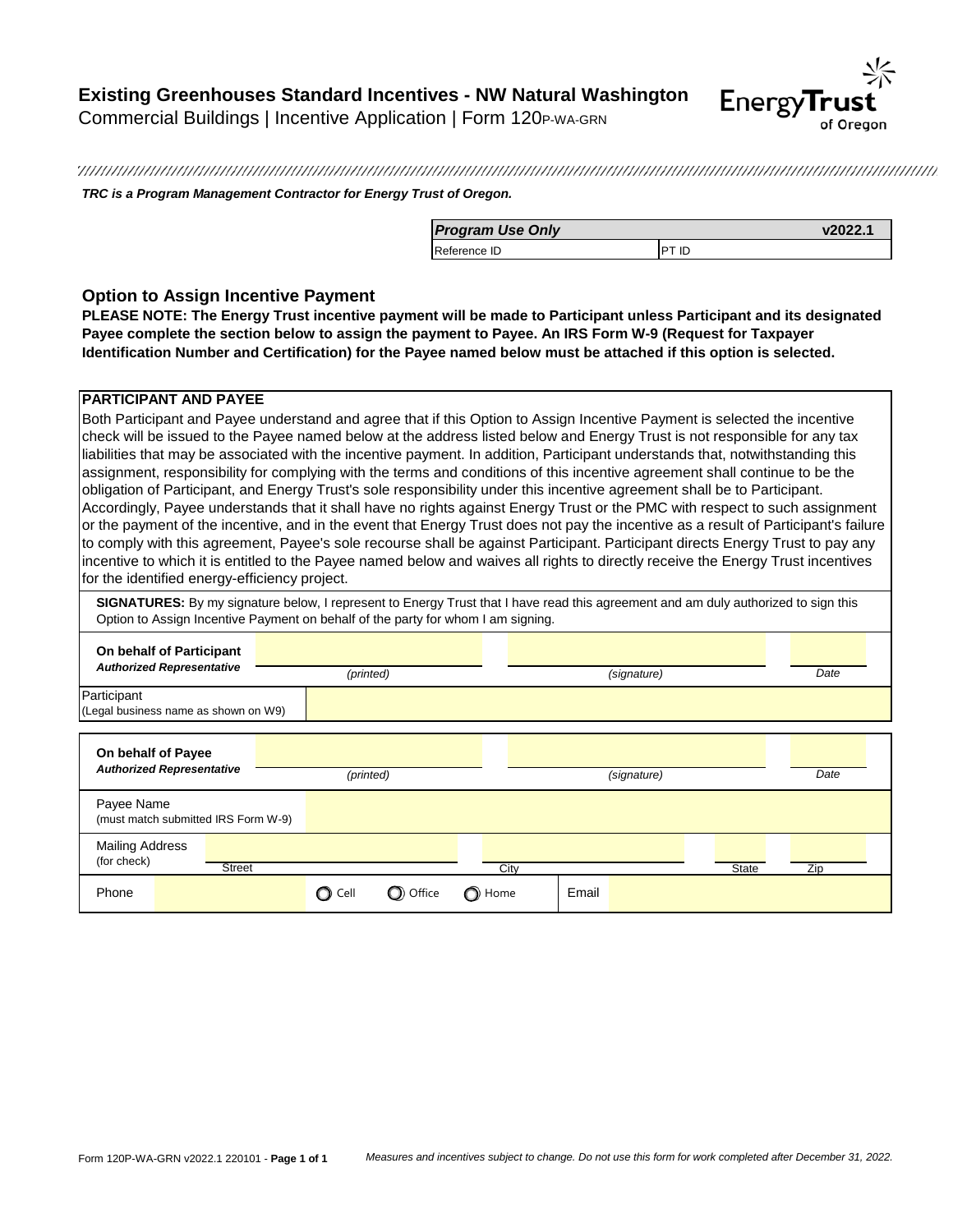# Existing Greenhouses Standard Incentives - NW Natural Washington

Commercial Buildings | Incentive Application | Form 120P-WA-GRN

***TRC is a Program Management Contractor for Energy Trust of Oregon.***

| *Program Use Only* | | v2022.1 |
|---|---|---|
| Reference ID | PT ID | |

## Option to Assign Incentive Payment

**PLEASE NOTE: The Energy Trust incentive payment will be made to Participant unless Participant and its designated Payee complete the section below to assign the payment to Payee. An IRS Form W-9 (Request for Taxpayer Identification Number and Certification) for the Payee named below must be attached if this option is selected.**

**PARTICIPANT AND PAYEE**

Both Participant and Payee understand and agree that if this Option to Assign Incentive Payment is selected the incentive check will be issued to the Payee named below at the address listed below and Energy Trust is not responsible for any tax liabilities that may be associated with the incentive payment. In addition, Participant understands that, notwithstanding this assignment, responsibility for complying with the terms and conditions of this incentive agreement shall continue to be the obligation of Participant, and Energy Trust's sole responsibility under this incentive agreement shall be to Participant. Accordingly, Payee understands that it shall have no rights against Energy Trust or the PMC with respect to such assignment or the payment of the incentive, and in the event that Energy Trust does not pay the incentive as a result of Participant's failure to comply with this agreement, Payee's sole recourse shall be against Participant. Participant directs Energy Trust to pay any incentive to which it is entitled to the Payee named below and waives all rights to directly receive the Energy Trust incentives for the identified energy-efficiency project.

**SIGNATURES:** By my signature below, I represent to Energy Trust that I have read this agreement and am duly authorized to sign this Option to Assign Incentive Payment on behalf of the party for whom I am signing.

| **On behalf of Participant** ***Authorized Representative*** | *(printed)* | *(signature)* | *Date* |
|---|---|---|---|
| Participant (Legal business name as shown on W9) | | | |

| **On behalf of Payee** ***Authorized Representative*** | *(printed)* | *(signature)* | | *Date* |
|---|---|---|---|---|
| Payee Name (must match submitted IRS Form W-9) | | | | |
| Mailing Address (for check) | Street | City | State | Zip |
| Phone | ○ Cell ○ Office ○ Home | Email | | |

Form 120P-WA-GRN v2022.1 220101 - **Page 1 of 1**

*Measures and incentives subject to change. Do not use this form for work completed after December 31, 2022.*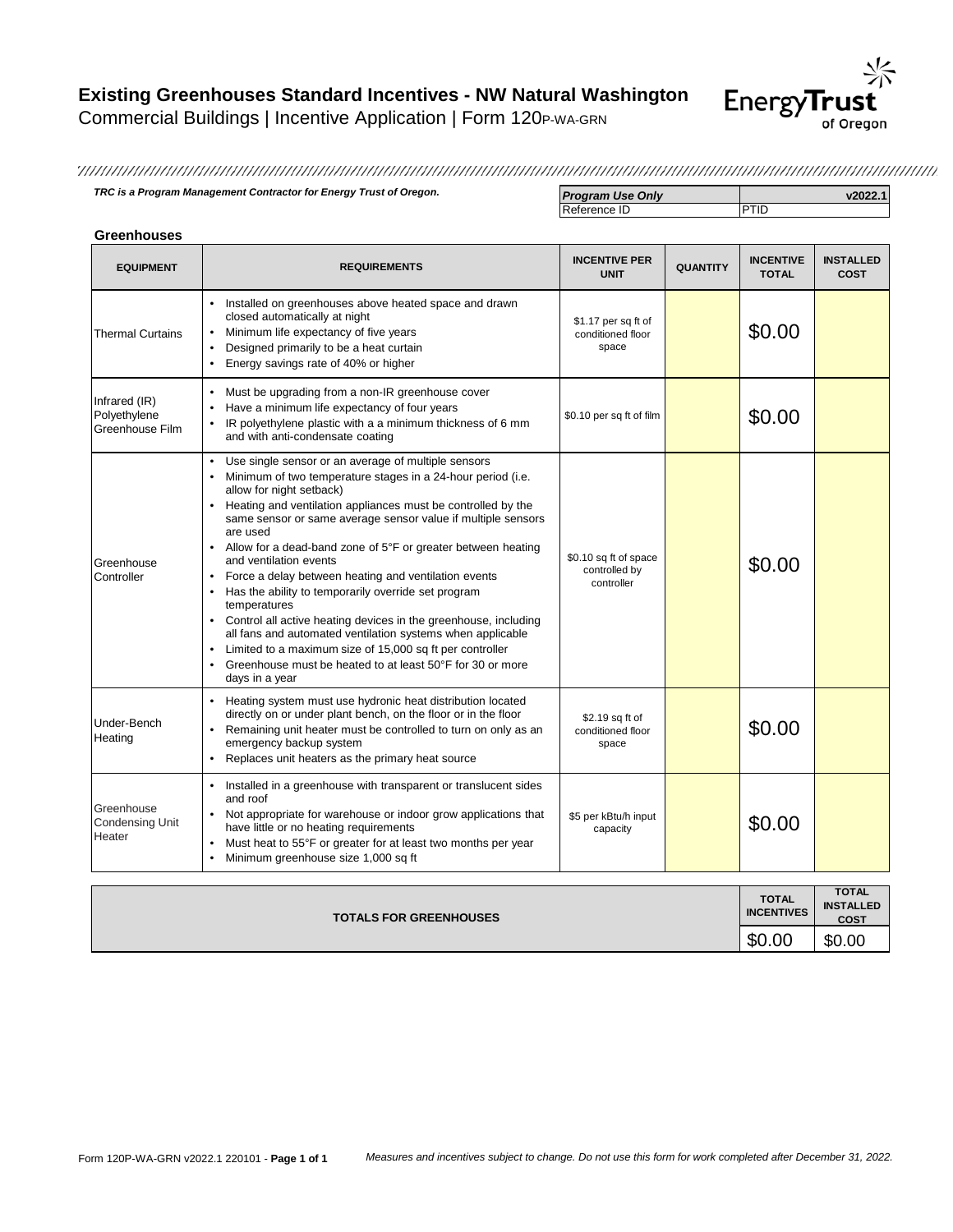# Existing Greenhouses Standard Incentives - NW Natural Washington

Commercial Buildings | Incentive Application | Form 120P-WA-GRN

*TRC is a Program Management Contractor for Energy Trust of Oregon.*

| *Program Use Only* | v2022.1 |
|---|---|
| Reference ID | PTID |

## Greenhouses

| EQUIPMENT | REQUIREMENTS | INCENTIVE PER UNIT | QUANTITY | INCENTIVE TOTAL | INSTALLED COST |
|---|---|---|---|---|---|
| Thermal Curtains | • Installed on greenhouses above heated space and drawn closed automatically at night<br>• Minimum life expectancy of five years<br>• Designed primarily to be a heat curtain<br>• Energy savings rate of 40% or higher | $1.17 per sq ft of conditioned floor space | | $0.00 | |
| Infrared (IR) Polyethylene Greenhouse Film | • Must be upgrading from a non-IR greenhouse cover<br>• Have a minimum life expectancy of four years<br>• IR polyethylene plastic with a a minimum thickness of 6 mm and with anti-condensate coating | $0.10 per sq ft of film | | $0.00 | |
| Greenhouse Controller | • Use single sensor or an average of multiple sensors<br>• Minimum of two temperature stages in a 24-hour period (i.e. allow for night setback)<br>• Heating and ventilation appliances must be controlled by the same sensor or same average sensor value if multiple sensors are used<br>• Allow for a dead-band zone of 5°F or greater between heating and ventilation events<br>• Force a delay between heating and ventilation events<br>• Has the ability to temporarily override set program temperatures<br>• Control all active heating devices in the greenhouse, including all fans and automated ventilation systems when applicable<br>• Limited to a maximum size of 15,000 sq ft per controller<br>• Greenhouse must be heated to at least 50°F for 30 or more days in a year | $0.10 sq ft of space controlled by controller | | $0.00 | |
| Under-Bench Heating | • Heating system must use hydronic heat distribution located directly on or under plant bench, on the floor or in the floor<br>• Remaining unit heater must be controlled to turn on only as an emergency backup system<br>• Replaces unit heaters as the primary heat source | $2.19 sq ft of conditioned floor space | | $0.00 | |
| Greenhouse Condensing Unit Heater | • Installed in a greenhouse with transparent or translucent sides and roof<br>• Not appropriate for warehouse or indoor grow applications that have little or no heating requirements<br>• Must heat to 55°F or greater for at least two months per year<br>• Minimum greenhouse size 1,000 sq ft | $5 per kBtu/h input capacity | | $0.00 | |

| | TOTAL INCENTIVES | TOTAL INSTALLED COST |
|---|---|---|
| TOTALS FOR GREENHOUSES | $0.00 | $0.00 |

Form 120P-WA-GRN v2022.1 220101

*Measures and incentives subject to change. Do not use this form for work completed after December 31, 2022.*